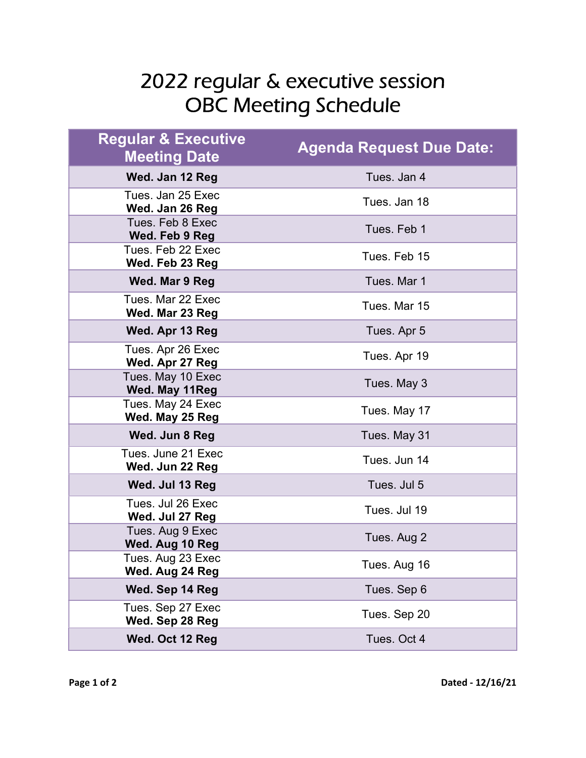# 2022 regular & executive session OBC Meeting Schedule

| Regular & Executive Meeting Date | Agenda Request Due Date: |
|---|---|
| **Wed. Jan 12 Reg** | Tues. Jan 4 |
| Tues. Jan 25 Exec<br>**Wed. Jan 26 Reg** | Tues. Jan 18 |
| Tues. Feb 8 Exec<br>**Wed. Feb 9 Reg** | Tues. Feb 1 |
| Tues. Feb 22 Exec<br>**Wed. Feb 23 Reg** | Tues. Feb 15 |
| **Wed. Mar 9 Reg** | Tues. Mar 1 |
| Tues. Mar 22 Exec<br>**Wed. Mar 23 Reg** | Tues. Mar 15 |
| **Wed. Apr 13 Reg** | Tues. Apr 5 |
| Tues. Apr 26 Exec<br>**Wed. Apr 27 Reg** | Tues. Apr 19 |
| Tues. May 10 Exec<br>**Wed. May 11Reg** | Tues. May 3 |
| Tues. May 24 Exec<br>**Wed. May 25 Reg** | Tues. May 17 |
| **Wed. Jun 8 Reg** | Tues. May 31 |
| Tues. June 21 Exec<br>**Wed. Jun 22 Reg** | Tues. Jun 14 |
| **Wed. Jul 13 Reg** | Tues. Jul 5 |
| Tues. Jul 26 Exec<br>**Wed. Jul 27 Reg** | Tues. Jul 19 |
| Tues. Aug 9 Exec<br>**Wed. Aug 10 Reg** | Tues. Aug 2 |
| Tues. Aug 23 Exec<br>**Wed. Aug 24 Reg** | Tues. Aug 16 |
| **Wed. Sep 14 Reg** | Tues. Sep 6 |
| Tues. Sep 27 Exec<br>**Wed. Sep 28 Reg** | Tues. Sep 20 |
| **Wed. Oct 12 Reg** | Tues. Oct 4 |

**Dated - 12/16/21**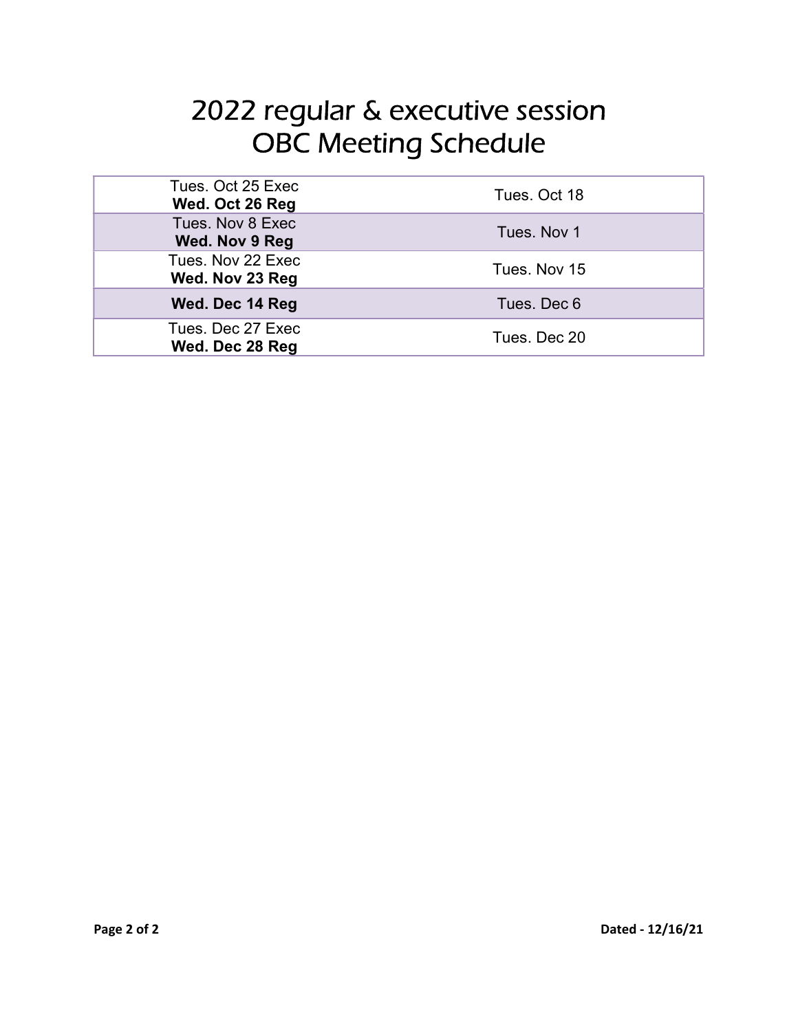# 2022 regular & executive session OBC Meeting Schedule

| | |
|---|---|
| Tues. Oct 25 Exec<br>**Wed. Oct 26 Reg** | Tues. Oct 18 |
| Tues. Nov 8 Exec<br>**Wed. Nov 9 Reg** | Tues. Nov 1 |
| Tues. Nov 22 Exec<br>**Wed. Nov 23 Reg** | Tues. Nov 15 |
| **Wed. Dec 14 Reg** | Tues. Dec 6 |
| Tues. Dec 27 Exec<br>**Wed. Dec 28 Reg** | Tues. Dec 20 |

**Dated - 12/16/21**